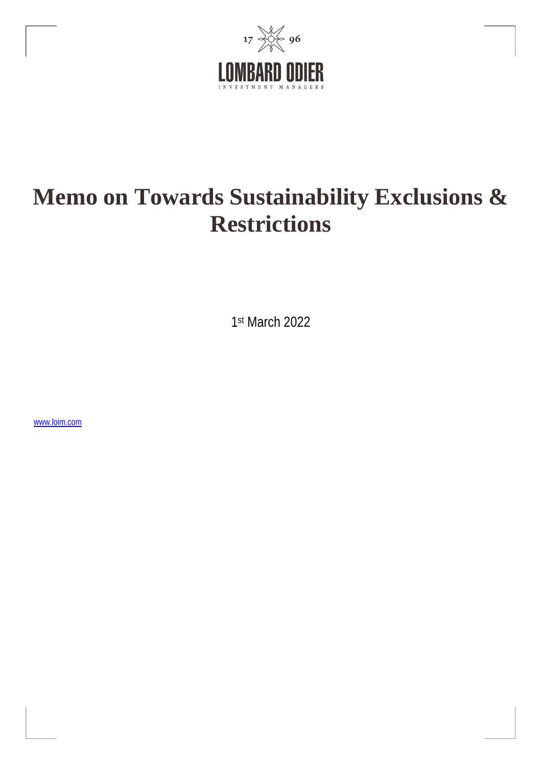# Memo on Towards Sustainability Exclusions & Restrictions

1st March 2022

www.loim.com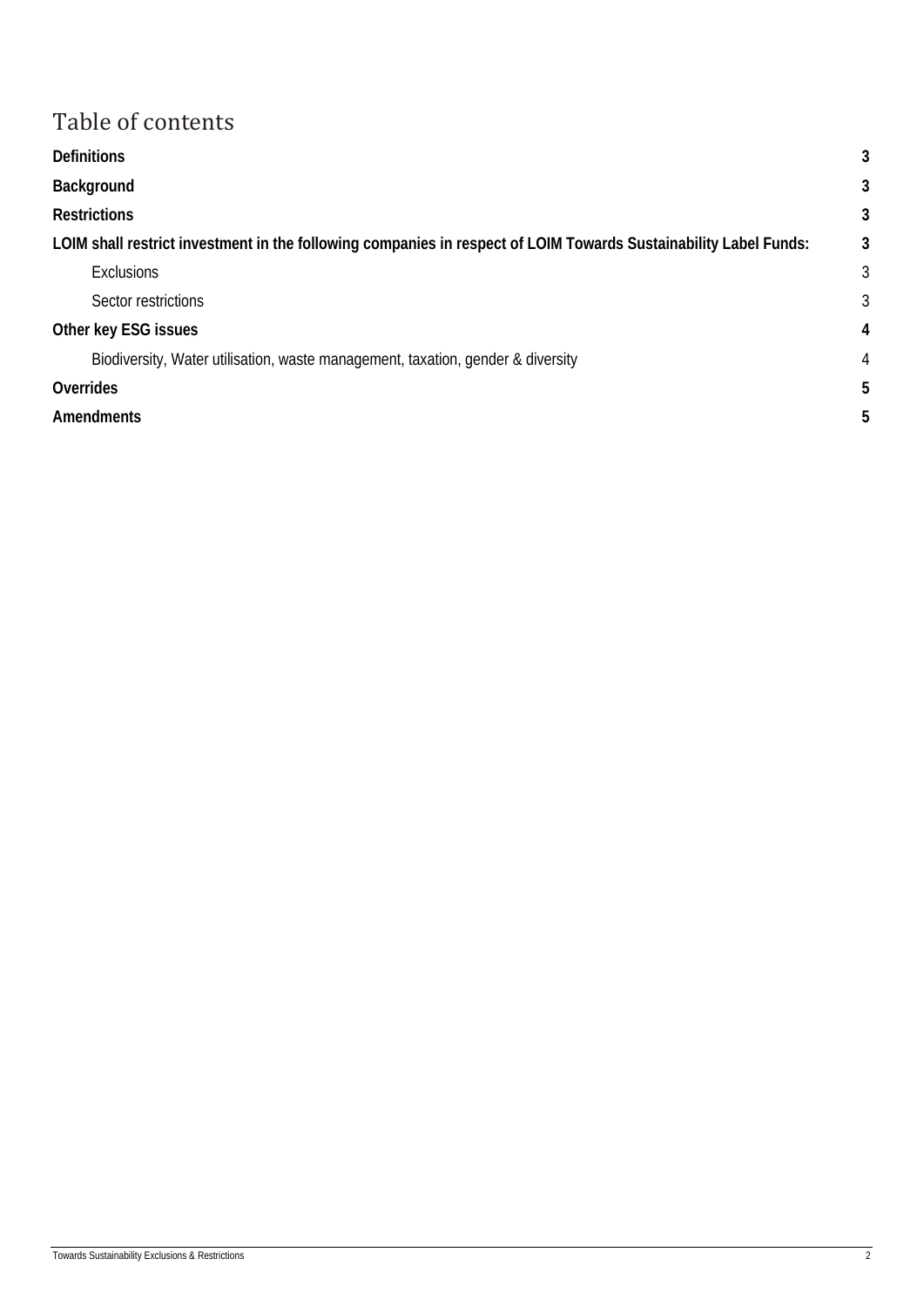# Table of contents

| | |
|---|---|
| **Definitions** | **3** |
| **Background** | **3** |
| **Restrictions** | **3** |
| **LOIM shall restrict investment in the following companies in respect of LOIM Towards Sustainability Label Funds:** | **3** |
| Exclusions | 3 |
| Sector restrictions | 3 |
| **Other key ESG issues** | **4** |
| Biodiversity, Water utilisation, waste management, taxation, gender & diversity | 4 |
| **Overrides** | **5** |
| **Amendments** | **5** |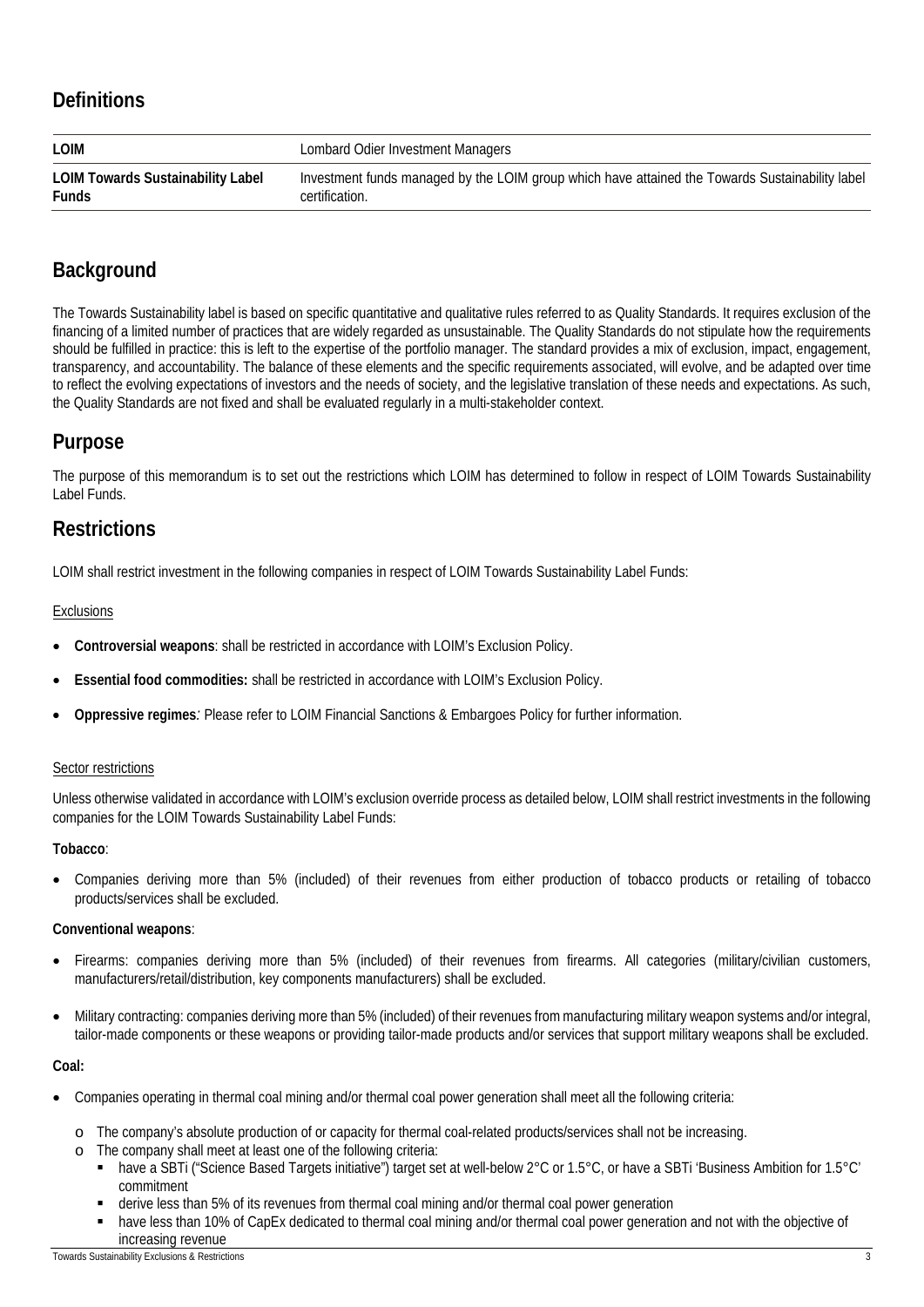## Definitions

| LOIM | Lombard Odier Investment Managers |
|---|---|
| **LOIM Towards Sustainability Label Funds** | Investment funds managed by the LOIM group which have attained the Towards Sustainability label certification. |

## Background

The Towards Sustainability label is based on specific quantitative and qualitative rules referred to as Quality Standards. It requires exclusion of the financing of a limited number of practices that are widely regarded as unsustainable. The Quality Standards do not stipulate how the requirements should be fulfilled in practice: this is left to the expertise of the portfolio manager. The standard provides a mix of exclusion, impact, engagement, transparency, and accountability. The balance of these elements and the specific requirements associated, will evolve, and be adapted over time to reflect the evolving expectations of investors and the needs of society, and the legislative translation of these needs and expectations. As such, the Quality Standards are not fixed and shall be evaluated regularly in a multi-stakeholder context.

## Purpose

The purpose of this memorandum is to set out the restrictions which LOIM has determined to follow in respect of LOIM Towards Sustainability Label Funds.

## Restrictions

LOIM shall restrict investment in the following companies in respect of LOIM Towards Sustainability Label Funds:

<u>Exclusions</u>

- **Controversial weapons**: shall be restricted in accordance with LOIM's Exclusion Policy.
- **Essential food commodities:** shall be restricted in accordance with LOIM's Exclusion Policy.
- **Oppressive regimes***:* Please refer to LOIM Financial Sanctions & Embargoes Policy for further information.

<u>Sector restrictions</u>

Unless otherwise validated in accordance with LOIM's exclusion override process as detailed below, LOIM shall restrict investments in the following companies for the LOIM Towards Sustainability Label Funds:

**Tobacco**:

- Companies deriving more than 5% (included) of their revenues from either production of tobacco products or retailing of tobacco products/services shall be excluded.

**Conventional weapons**:

- Firearms: companies deriving more than 5% (included) of their revenues from firearms. All categories (military/civilian customers, manufacturers/retail/distribution, key components manufacturers) shall be excluded.
- Military contracting: companies deriving more than 5% (included) of their revenues from manufacturing military weapon systems and/or integral, tailor-made components or these weapons or providing tailor-made products and/or services that support military weapons shall be excluded.

**Coal:**

- Companies operating in thermal coal mining and/or thermal coal power generation shall meet all the following criteria:
  - The company's absolute production of or capacity for thermal coal-related products/services shall not be increasing.
  - The company shall meet at least one of the following criteria:
    - have a SBTi ("Science Based Targets initiative") target set at well-below 2°C or 1.5°C, or have a SBTi 'Business Ambition for 1.5°C' commitment
    - derive less than 5% of its revenues from thermal coal mining and/or thermal coal power generation
    - have less than 10% of CapEx dedicated to thermal coal mining and/or thermal coal power generation and not with the objective of increasing revenue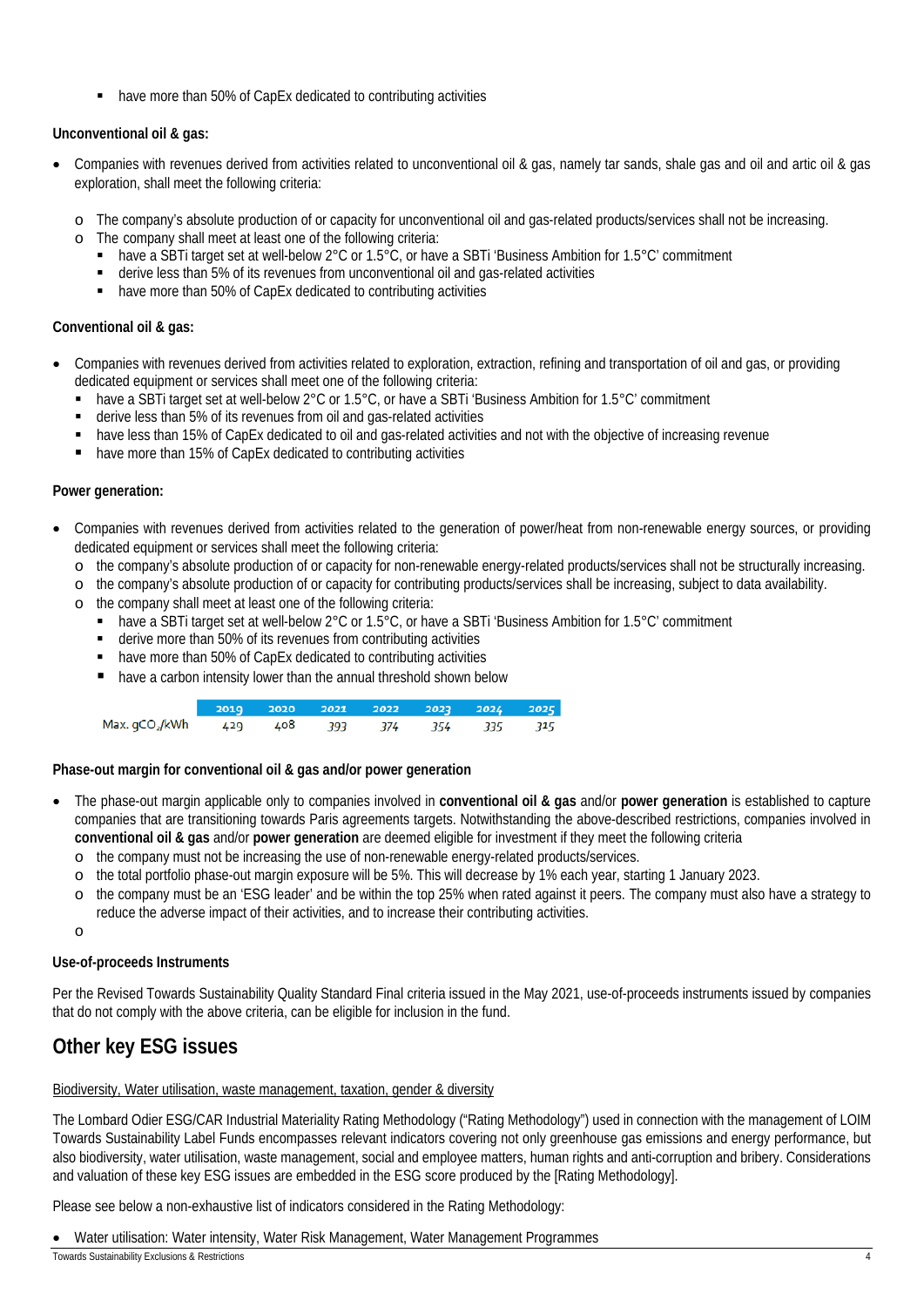- have more than 50% of CapEx dedicated to contributing activities

**Unconventional oil & gas:**

- Companies with revenues derived from activities related to unconventional oil & gas, namely tar sands, shale gas and oil and artic oil & gas exploration, shall meet the following criteria:
  - The company's absolute production of or capacity for unconventional oil and gas-related products/services shall not be increasing.
  - The company shall meet at least one of the following criteria:
    - have a SBTi target set at well-below 2°C or 1.5°C, or have a SBTi 'Business Ambition for 1.5°C' commitment
    - derive less than 5% of its revenues from unconventional oil and gas-related activities
    - have more than 50% of CapEx dedicated to contributing activities

**Conventional oil & gas:**

- Companies with revenues derived from activities related to exploration, extraction, refining and transportation of oil and gas, or providing dedicated equipment or services shall meet one of the following criteria:
  - have a SBTi target set at well-below 2°C or 1.5°C, or have a SBTi 'Business Ambition for 1.5°C' commitment
  - derive less than 5% of its revenues from oil and gas-related activities
  - have less than 15% of CapEx dedicated to oil and gas-related activities and not with the objective of increasing revenue
  - have more than 15% of CapEx dedicated to contributing activities

**Power generation:**

- Companies with revenues derived from activities related to the generation of power/heat from non-renewable energy sources, or providing dedicated equipment or services shall meet the following criteria:
  - the company's absolute production of or capacity for non-renewable energy-related products/services shall not be structurally increasing.
  - the company's absolute production of or capacity for contributing products/services shall be increasing, subject to data availability.
  - the company shall meet at least one of the following criteria:
    - have a SBTi target set at well-below 2°C or 1.5°C, or have a SBTi 'Business Ambition for 1.5°C' commitment
    - derive more than 50% of its revenues from contributing activities
    - have more than 50% of CapEx dedicated to contributing activities
    - have a carbon intensity lower than the annual threshold shown below

| | 2019 | 2020 | 2021 | 2022 | 2023 | 2024 | 2025 |
|---|---|---|---|---|---|---|---|
| Max. $gCO_2/kWh$ | 429 | 408 | 393 | 374 | 354 | 335 | 315 |

**Phase-out margin for conventional oil & gas and/or power generation**

- The phase-out margin applicable only to companies involved in **conventional oil & gas** and/or **power generation** is established to capture companies that are transitioning towards Paris agreements targets. Notwithstanding the above-described restrictions, companies involved in **conventional oil & gas** and/or **power generation** are deemed eligible for investment if they meet the following criteria
  - the company must not be increasing the use of non-renewable energy-related products/services.
  - the total portfolio phase-out margin exposure will be 5%. This will decrease by 1% each year, starting 1 January 2023.
  - the company must be an 'ESG leader' and be within the top 25% when rated against it peers. The company must also have a strategy to reduce the adverse impact of their activities, and to increase their contributing activities.

**Use-of-proceeds Instruments**

Per the Revised Towards Sustainability Quality Standard Final criteria issued in the May 2021, use-of-proceeds instruments issued by companies that do not comply with the above criteria, can be eligible for inclusion in the fund.

## Other key ESG issues

Biodiversity, Water utilisation, waste management, taxation, gender & diversity

The Lombard Odier ESG/CAR Industrial Materiality Rating Methodology ("Rating Methodology") used in connection with the management of LOIM Towards Sustainability Label Funds encompasses relevant indicators covering not only greenhouse gas emissions and energy performance, but also biodiversity, water utilisation, waste management, social and employee matters, human rights and anti-corruption and bribery. Considerations and valuation of these key ESG issues are embedded in the ESG score produced by the [Rating Methodology].

Please see below a non-exhaustive list of indicators considered in the Rating Methodology:

- Water utilisation: Water intensity, Water Risk Management, Water Management Programmes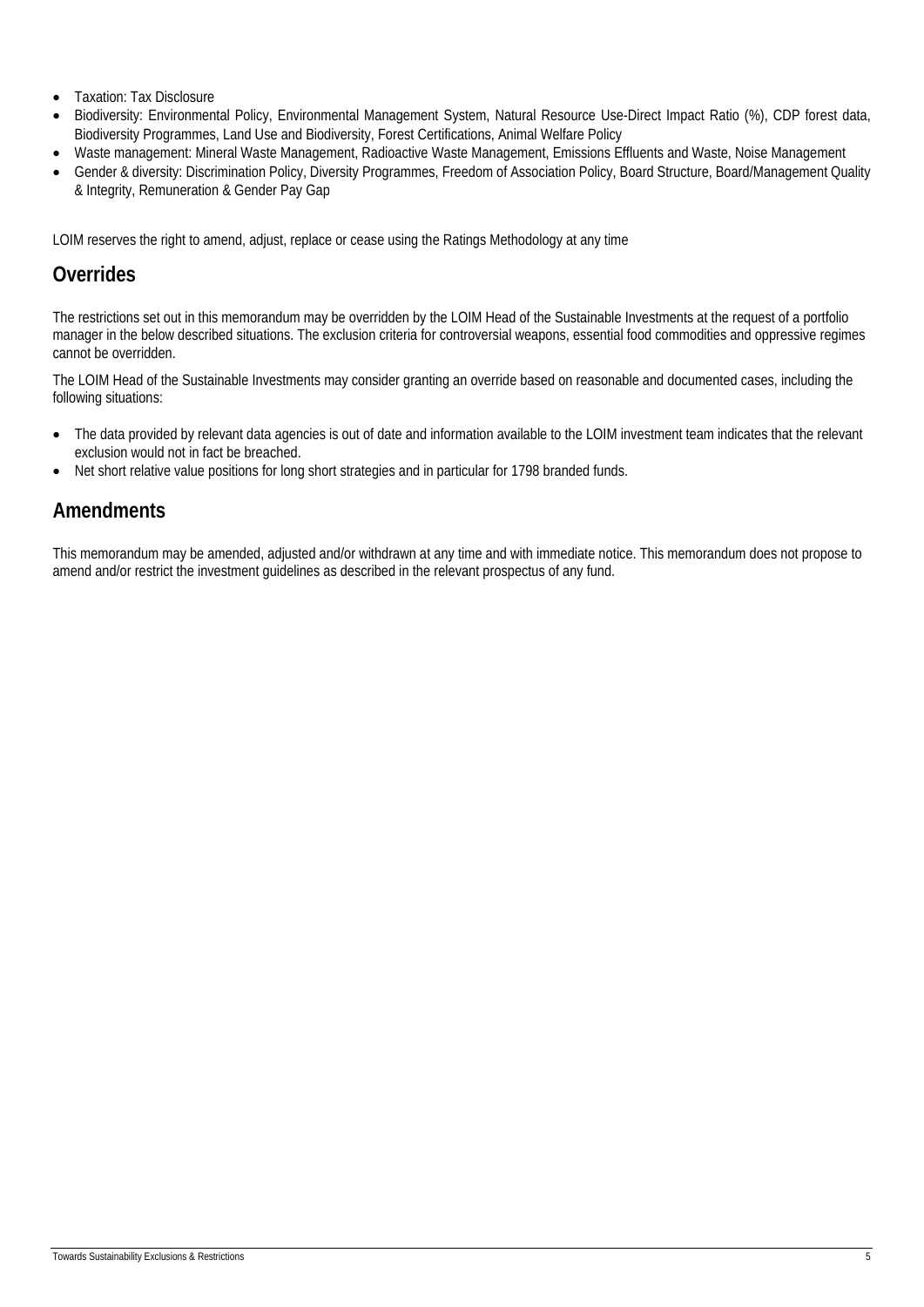- Taxation: Tax Disclosure
- Biodiversity: Environmental Policy, Environmental Management System, Natural Resource Use-Direct Impact Ratio (%), CDP forest data, Biodiversity Programmes, Land Use and Biodiversity, Forest Certifications, Animal Welfare Policy
- Waste management: Mineral Waste Management, Radioactive Waste Management, Emissions Effluents and Waste, Noise Management
- Gender & diversity: Discrimination Policy, Diversity Programmes, Freedom of Association Policy, Board Structure, Board/Management Quality & Integrity, Remuneration & Gender Pay Gap

LOIM reserves the right to amend, adjust, replace or cease using the Ratings Methodology at any time

## Overrides

The restrictions set out in this memorandum may be overridden by the LOIM Head of the Sustainable Investments at the request of a portfolio manager in the below described situations. The exclusion criteria for controversial weapons, essential food commodities and oppressive regimes cannot be overridden.

The LOIM Head of the Sustainable Investments may consider granting an override based on reasonable and documented cases, including the following situations:

- The data provided by relevant data agencies is out of date and information available to the LOIM investment team indicates that the relevant exclusion would not in fact be breached.
- Net short relative value positions for long short strategies and in particular for 1798 branded funds.

## Amendments

This memorandum may be amended, adjusted and/or withdrawn at any time and with immediate notice. This memorandum does not propose to amend and/or restrict the investment guidelines as described in the relevant prospectus of any fund.